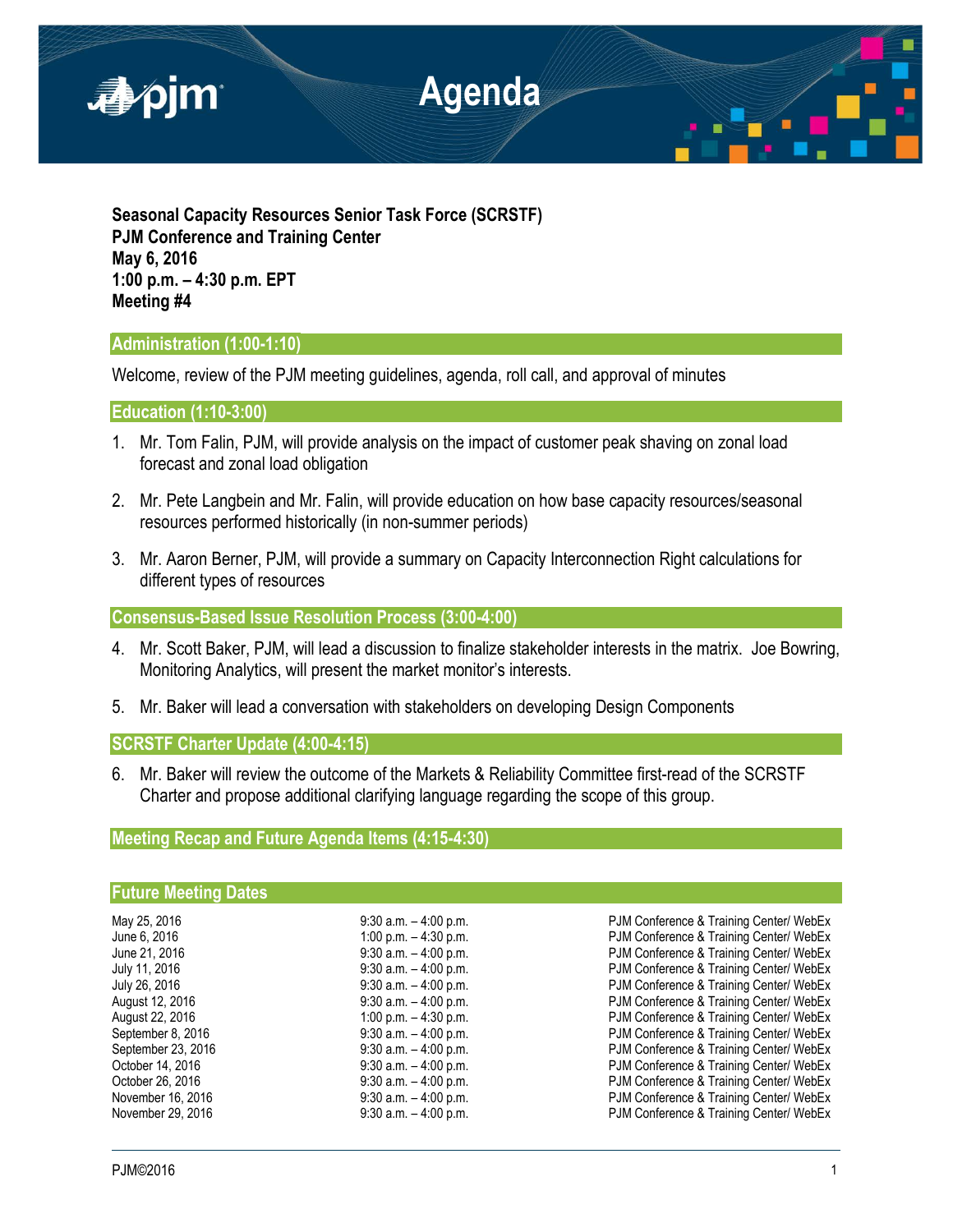# Agenda

**Seasonal Capacity Resources Senior Task Force (SCRSTF)**
**PJM Conference and Training Center**
**May 6, 2016**
**1:00 p.m. – 4:30 p.m. EPT**
**Meeting #4**

## Administration (1:00-1:10)

Welcome, review of the PJM meeting guidelines, agenda, roll call, and approval of minutes

## Education (1:10-3:00)

1. Mr. Tom Falin, PJM, will provide analysis on the impact of customer peak shaving on zonal load forecast and zonal load obligation
2. Mr. Pete Langbein and Mr. Falin, will provide education on how base capacity resources/seasonal resources performed historically (in non-summer periods)
3. Mr. Aaron Berner, PJM, will provide a summary on Capacity Interconnection Right calculations for different types of resources

## Consensus-Based Issue Resolution Process (3:00-4:00)

4. Mr. Scott Baker, PJM, will lead a discussion to finalize stakeholder interests in the matrix. Joe Bowring, Monitoring Analytics, will present the market monitor's interests.
5. Mr. Baker will lead a conversation with stakeholders on developing Design Components

## SCRSTF Charter Update (4:00-4:15)

6. Mr. Baker will review the outcome of the Markets & Reliability Committee first-read of the SCRSTF Charter and propose additional clarifying language regarding the scope of this group.

## Meeting Recap and Future Agenda Items (4:15-4:30)

## Future Meeting Dates

| | | |
|---|---|---|
| May 25, 2016 | 9:30 a.m. – 4:00 p.m. | PJM Conference & Training Center/ WebEx |
| June 6, 2016 | 1:00 p.m. – 4:30 p.m. | PJM Conference & Training Center/ WebEx |
| June 21, 2016 | 9:30 a.m. – 4:00 p.m. | PJM Conference & Training Center/ WebEx |
| July 11, 2016 | 9:30 a.m. – 4:00 p.m. | PJM Conference & Training Center/ WebEx |
| July 26, 2016 | 9:30 a.m. – 4:00 p.m. | PJM Conference & Training Center/ WebEx |
| August 12, 2016 | 9:30 a.m. – 4:00 p.m. | PJM Conference & Training Center/ WebEx |
| August 22, 2016 | 1:00 p.m. – 4:30 p.m. | PJM Conference & Training Center/ WebEx |
| September 8, 2016 | 9:30 a.m. – 4:00 p.m. | PJM Conference & Training Center/ WebEx |
| September 23, 2016 | 9:30 a.m. – 4:00 p.m. | PJM Conference & Training Center/ WebEx |
| October 14, 2016 | 9:30 a.m. – 4:00 p.m. | PJM Conference & Training Center/ WebEx |
| October 26, 2016 | 9:30 a.m. – 4:00 p.m. | PJM Conference & Training Center/ WebEx |
| November 16, 2016 | 9:30 a.m. – 4:00 p.m. | PJM Conference & Training Center/ WebEx |
| November 29, 2016 | 9:30 a.m. – 4:00 p.m. | PJM Conference & Training Center/ WebEx |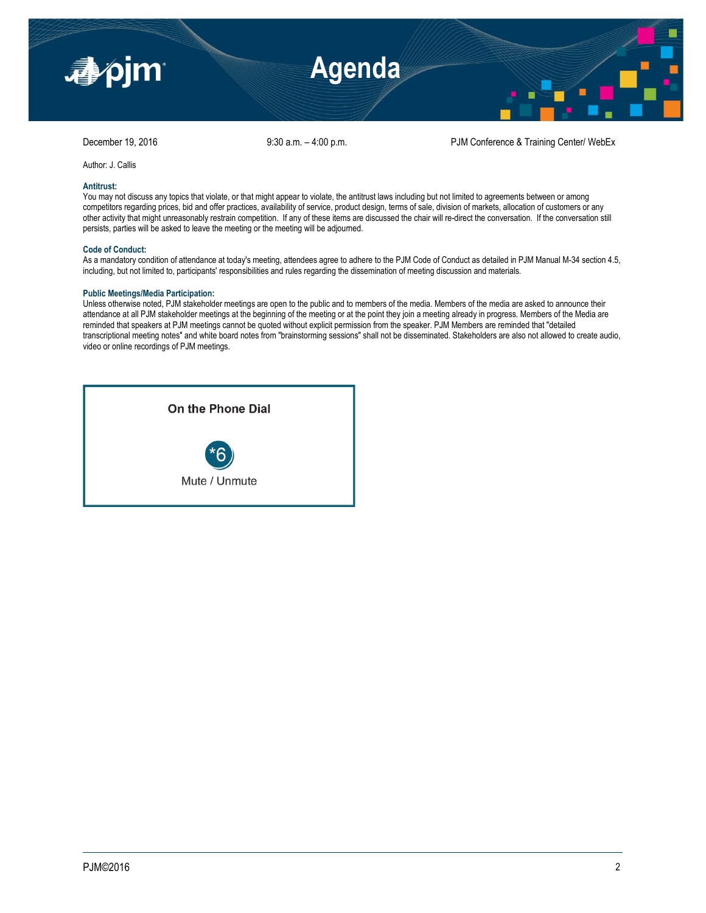# Agenda

December 19, 2016 | 9:30 a.m. – 4:00 p.m. | PJM Conference & Training Center/ WebEx

Author: J. Callis

### Antitrust:

You may not discuss any topics that violate, or that might appear to violate, the antitrust laws including but not limited to agreements between or among competitors regarding prices, bid and offer practices, availability of service, product design, terms of sale, division of markets, allocation of customers or any other activity that might unreasonably restrain competition. If any of these items are discussed the chair will re-direct the conversation. If the conversation still persists, parties will be asked to leave the meeting or the meeting will be adjourned.

### Code of Conduct:

As a mandatory condition of attendance at today's meeting, attendees agree to adhere to the PJM Code of Conduct as detailed in PJM Manual M-34 section 4.5, including, but not limited to, participants' responsibilities and rules regarding the dissemination of meeting discussion and materials.

### Public Meetings/Media Participation:

Unless otherwise noted, PJM stakeholder meetings are open to the public and to members of the media. Members of the media are asked to announce their attendance at all PJM stakeholder meetings at the beginning of the meeting or at the point they join a meeting already in progress. Members of the Media are reminded that speakers at PJM meetings cannot be quoted without explicit permission from the speaker. PJM Members are reminded that "detailed transcriptional meeting notes" and white board notes from "brainstorming sessions" shall not be disseminated. Stakeholders are also not allowed to create audio, video or online recordings of PJM meetings.

**On the Phone Dial**

*6

Mute / Unmute